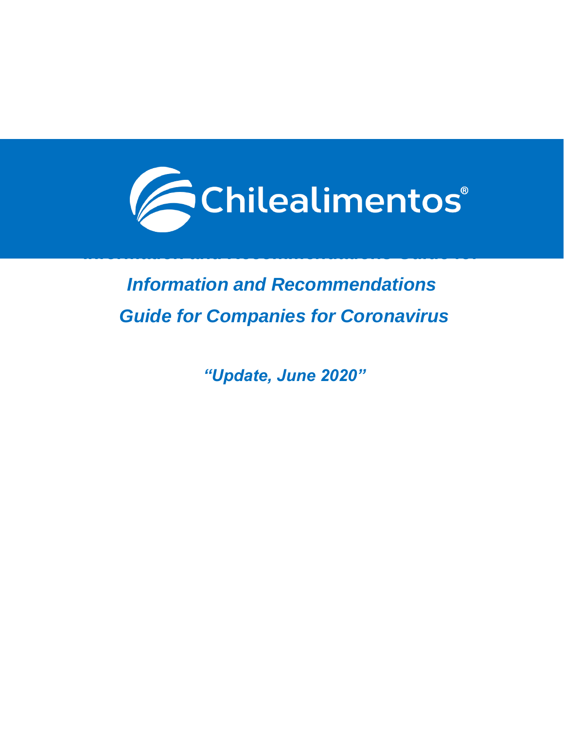Chilealimentos®

# *Information and Recommendations Guide for Companies for Coronavirus*

*"Update, June 2020"*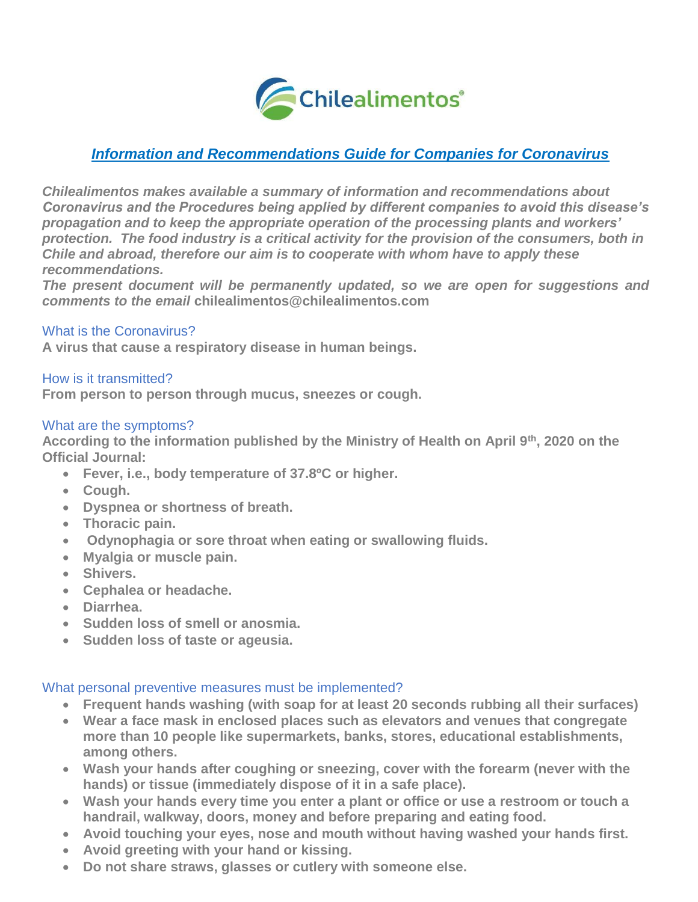## *Information and Recommendations Guide for Companies for Coronavirus*

***Chilealimentos makes available a summary of information and recommendations about Coronavirus and the Procedures being applied by different companies to avoid this disease's propagation and to keep the appropriate operation of the processing plants and workers' protection. The food industry is a critical activity for the provision of the consumers, both in Chile and abroad, therefore our aim is to cooperate with whom have to apply these recommendations.***

***The present document will be permanently updated, so we are open for suggestions and comments to the email*** **chilealimentos@chilealimentos.com**

### What is the Coronavirus?

**A virus that cause a respiratory disease in human beings.**

### How is it transmitted?

**From person to person through mucus, sneezes or cough.**

### What are the symptoms?

**According to the information published by the Ministry of Health on April 9th, 2020 on the Official Journal:**

- **Fever, i.e., body temperature of 37.8ºC or higher.**
- **Cough.**
- **Dyspnea or shortness of breath.**
- **Thoracic pain.**
- **Odynophagia or sore throat when eating or swallowing fluids.**
- **Myalgia or muscle pain.**
- **Shivers.**
- **Cephalea or headache.**
- **Diarrhea.**
- **Sudden loss of smell or anosmia.**
- **Sudden loss of taste or ageusia.**

### What personal preventive measures must be implemented?

- **Frequent hands washing (with soap for at least 20 seconds rubbing all their surfaces)**
- **Wear a face mask in enclosed places such as elevators and venues that congregate more than 10 people like supermarkets, banks, stores, educational establishments, among others.**
- **Wash your hands after coughing or sneezing, cover with the forearm (never with the hands) or tissue (immediately dispose of it in a safe place).**
- **Wash your hands every time you enter a plant or office or use a restroom or touch a handrail, walkway, doors, money and before preparing and eating food.**
- **Avoid touching your eyes, nose and mouth without having washed your hands first.**
- **Avoid greeting with your hand or kissing.**
- **Do not share straws, glasses or cutlery with someone else.**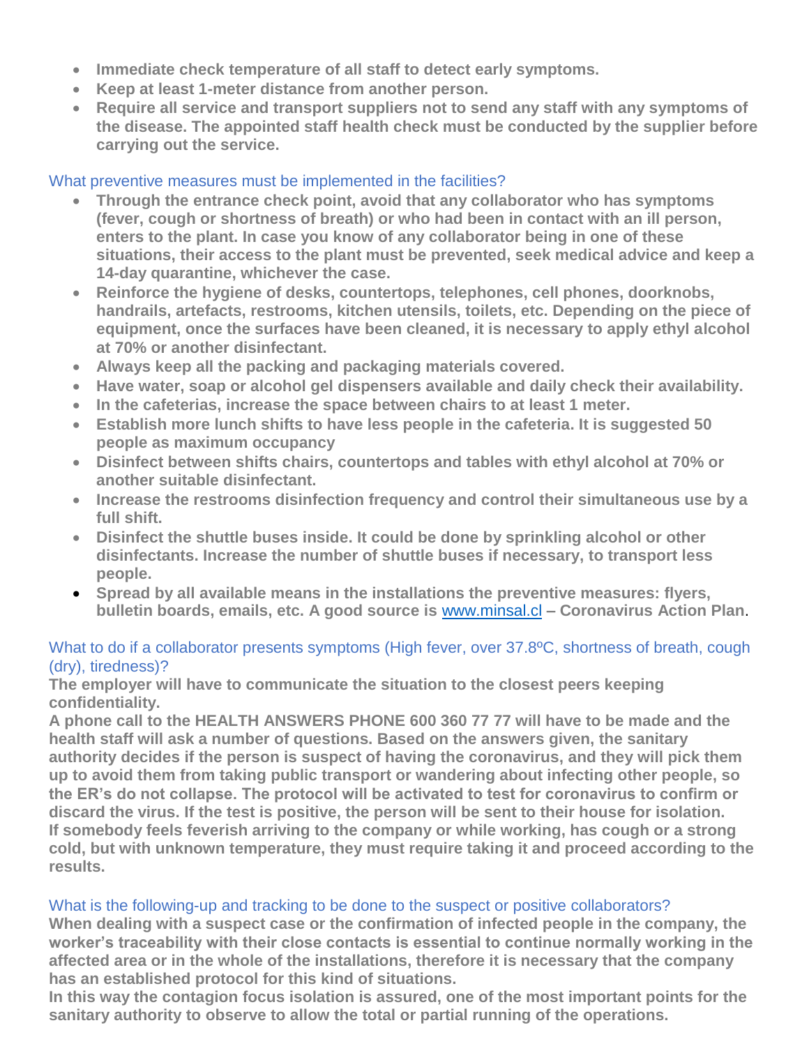- **Immediate check temperature of all staff to detect early symptoms.**
- **Keep at least 1-meter distance from another person.**
- **Require all service and transport suppliers not to send any staff with any symptoms of the disease. The appointed staff health check must be conducted by the supplier before carrying out the service.**

### What preventive measures must be implemented in the facilities?

- **Through the entrance check point, avoid that any collaborator who has symptoms (fever, cough or shortness of breath) or who had been in contact with an ill person, enters to the plant. In case you know of any collaborator being in one of these situations, their access to the plant must be prevented, seek medical advice and keep a 14-day quarantine, whichever the case.**
- **Reinforce the hygiene of desks, countertops, telephones, cell phones, doorknobs, handrails, artefacts, restrooms, kitchen utensils, toilets, etc. Depending on the piece of equipment, once the surfaces have been cleaned, it is necessary to apply ethyl alcohol at 70% or another disinfectant.**
- **Always keep all the packing and packaging materials covered.**
- **Have water, soap or alcohol gel dispensers available and daily check their availability.**
- **In the cafeterias, increase the space between chairs to at least 1 meter.**
- **Establish more lunch shifts to have less people in the cafeteria. It is suggested 50 people as maximum occupancy**
- **Disinfect between shifts chairs, countertops and tables with ethyl alcohol at 70% or another suitable disinfectant.**
- **Increase the restrooms disinfection frequency and control their simultaneous use by a full shift.**
- **Disinfect the shuttle buses inside. It could be done by sprinkling alcohol or other disinfectants. Increase the number of shuttle buses if necessary, to transport less people.**
- **Spread by all available means in the installations the preventive measures: flyers, bulletin boards, emails, etc. A good source is [www.minsal.cl](http://www.minsal.cl) – Coronavirus Action Plan**.

### What to do if a collaborator presents symptoms (High fever, over 37.8ºC, shortness of breath, cough (dry), tiredness)?

**The employer will have to communicate the situation to the closest peers keeping confidentiality.**
**A phone call to the HEALTH ANSWERS PHONE 600 360 77 77 will have to be made and the health staff will ask a number of questions. Based on the answers given, the sanitary authority decides if the person is suspect of having the coronavirus, and they will pick them up to avoid them from taking public transport or wandering about infecting other people, so the ER's do not collapse. The protocol will be activated to test for coronavirus to confirm or discard the virus. If the test is positive, the person will be sent to their house for isolation.**
**If somebody feels feverish arriving to the company or while working, has cough or a strong cold, but with unknown temperature, they must require taking it and proceed according to the results.**

### What is the following-up and tracking to be done to the suspect or positive collaborators?

**When dealing with a suspect case or the confirmation of infected people in the company, the worker's traceability with their close contacts is essential to continue normally working in the affected area or in the whole of the installations, therefore it is necessary that the company has an established protocol for this kind of situations.**
**In this way the contagion focus isolation is assured, one of the most important points for the sanitary authority to observe to allow the total or partial running of the operations.**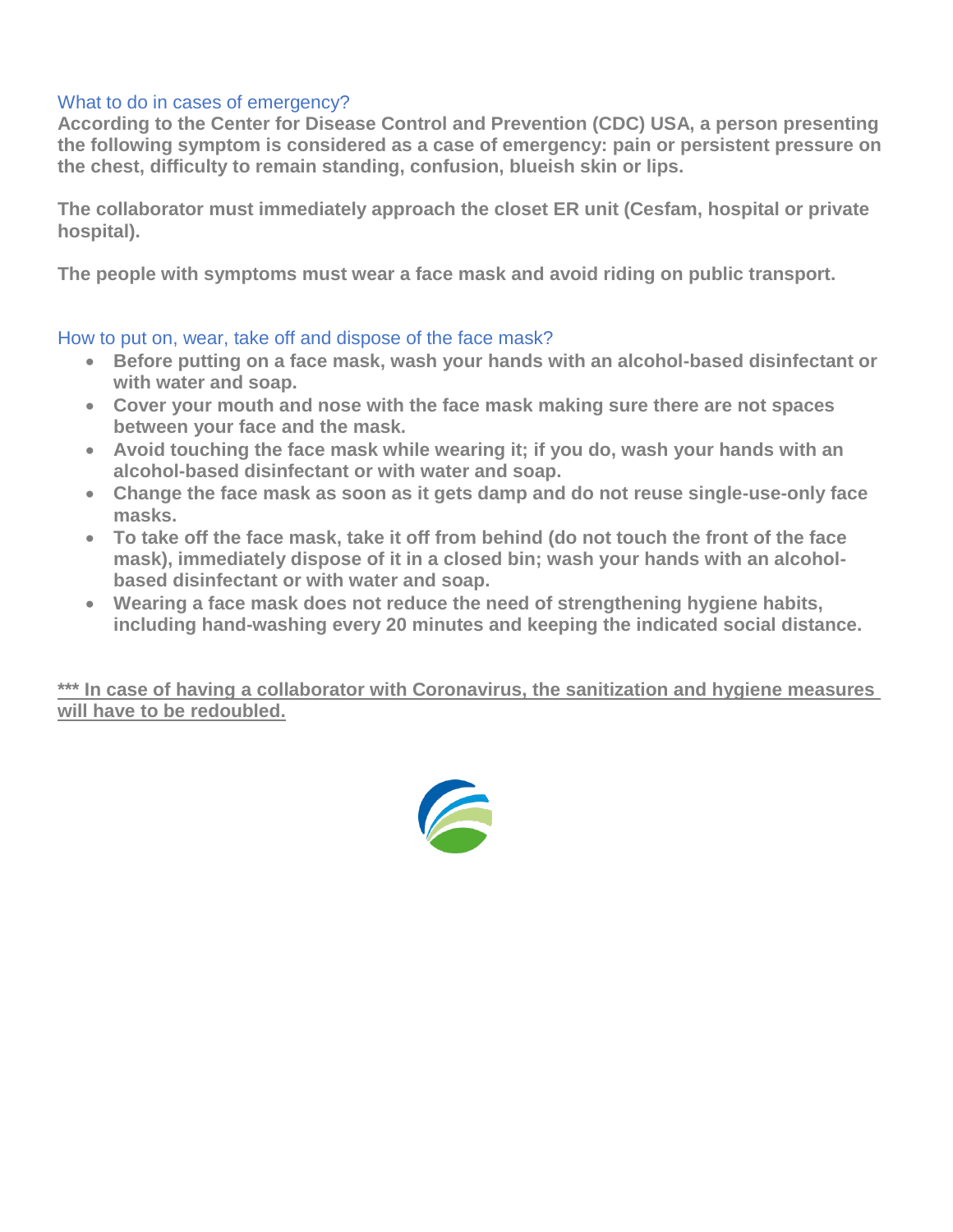## What to do in cases of emergency?

**According to the Center for Disease Control and Prevention (CDC) USA, a person presenting the following symptom is considered as a case of emergency: pain or persistent pressure on the chest, difficulty to remain standing, confusion, blueish skin or lips.**

**The collaborator must immediately approach the closet ER unit (Cesfam, hospital or private hospital).**

**The people with symptoms must wear a face mask and avoid riding on public transport.**

## How to put on, wear, take off and dispose of the face mask?

- **Before putting on a face mask, wash your hands with an alcohol-based disinfectant or with water and soap.**
- **Cover your mouth and nose with the face mask making sure there are not spaces between your face and the mask.**
- **Avoid touching the face mask while wearing it; if you do, wash your hands with an alcohol-based disinfectant or with water and soap.**
- **Change the face mask as soon as it gets damp and do not reuse single-use-only face masks.**
- **To take off the face mask, take it off from behind (do not touch the front of the face mask), immediately dispose of it in a closed bin; wash your hands with an alcohol-based disinfectant or with water and soap.**
- **Wearing a face mask does not reduce the need of strengthening hygiene habits, including hand-washing every 20 minutes and keeping the indicated social distance.**

**\*\*\* <u>In case of having a collaborator with Coronavirus, the sanitization and hygiene measures will have to be redoubled.</u>**